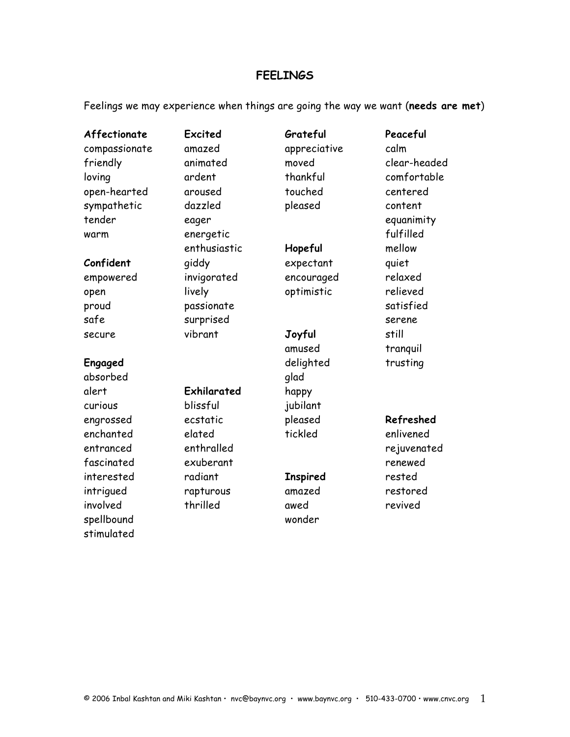# FEELINGS

Feelings we may experience when things are going the way we want (**needs are met**)

**Affectionate**
compassionate
friendly
loving
open-hearted
sympathetic
tender
warm

**Confident**
empowered
open
proud
safe
secure

**Engaged**
absorbed
alert
curious
engrossed
enchanted
entranced
fascinated
interested
intrigued
involved
spellbound
stimulated

**Excited**
amazed
animated
ardent
aroused
dazzled
eager
energetic
enthusiastic
giddy
invigorated
lively
passionate
surprised
vibrant

**Exhilarated**
blissful
ecstatic
elated
enthralled
exuberant
radiant
rapturous
thrilled

**Grateful**
appreciative
moved
thankful
touched
pleased

**Hopeful**
expectant
encouraged
optimistic

**Joyful**
amused
delighted
glad
happy
jubilant
pleased
tickled

**Inspired**
amazed
awed
wonder

**Peaceful**
calm
clear-headed
comfortable
centered
content
equanimity
fulfilled
mellow
quiet
relaxed
relieved
satisfied
serene
still
tranquil
trusting

**Refreshed**
enlivened
rejuvenated
renewed
rested
restored
revived

© 2006 Inbal Kashtan and Miki Kashtan • nvc@baynvc.org • www.baynvc.org • 510-433-0700 • www.cnvc.org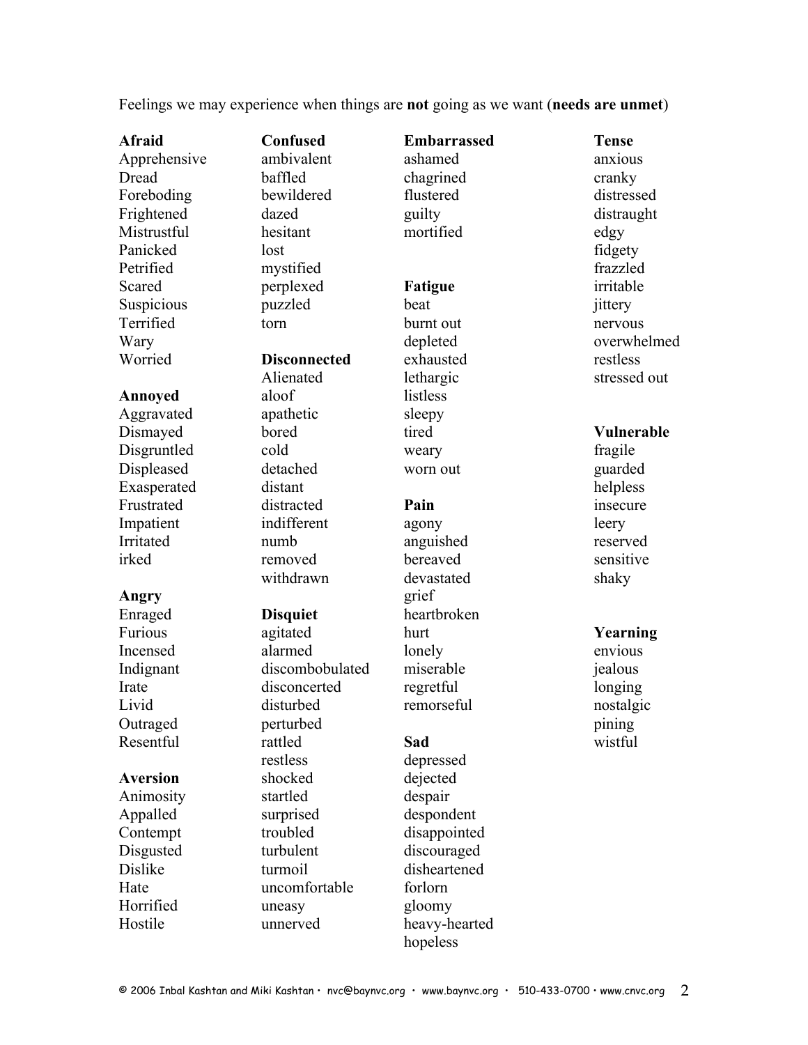Feelings we may experience when things are **not** going as we want (**needs are unmet**)

**Afraid**
Apprehensive
Dread
Foreboding
Frightened
Mistrustful
Panicked
Petrified
Scared
Suspicious
Terrified
Wary
Worried

**Annoyed**
Aggravated
Dismayed
Disgruntled
Displeased
Exasperated
Frustrated
Impatient
Irritated
irked

**Angry**
Enraged
Furious
Incensed
Indignant
Irate
Livid
Outraged
Resentful

**Aversion**
Animosity
Appalled
Contempt
Disgusted
Dislike
Hate
Horrified
Hostile

**Confused**
ambivalent
baffled
bewildered
dazed
hesitant
lost
mystified
perplexed
puzzled
torn

**Disconnected**
Alienated
aloof
apathetic
bored
cold
detached
distant
distracted
indifferent
numb
removed
withdrawn

**Disquiet**
agitated
alarmed
discombobulated
disconcerted
disturbed
perturbed
rattled
restless
shocked
startled
surprised
troubled
turbulent
turmoil
uncomfortable
uneasy
unnerved

**Embarrassed**
ashamed
chagrined
flustered
guilty
mortified

**Fatigue**
beat
burnt out
depleted
exhausted
lethargic
listless
sleepy
tired
weary
worn out

**Pain**
agony
anguished
bereaved
devastated
grief
heartbroken
hurt
lonely
miserable
regretful
remorseful

**Sad**
depressed
dejected
despair
despondent
disappointed
discouraged
disheartened
forlorn
gloomy
heavy-hearted
hopeless

**Tense**
anxious
cranky
distressed
distraught
edgy
fidgety
frazzled
irritable
jittery
nervous
overwhelmed
restless
stressed out

**Vulnerable**
fragile
guarded
helpless
insecure
leery
reserved
sensitive
shaky

**Yearning**
envious
jealous
longing
nostalgic
pining
wistful

© 2006 Inbal Kashtan and Miki Kashtan • nvc@baynvc.org • www.baynvc.org • 510-433-0700 • www.cnvc.org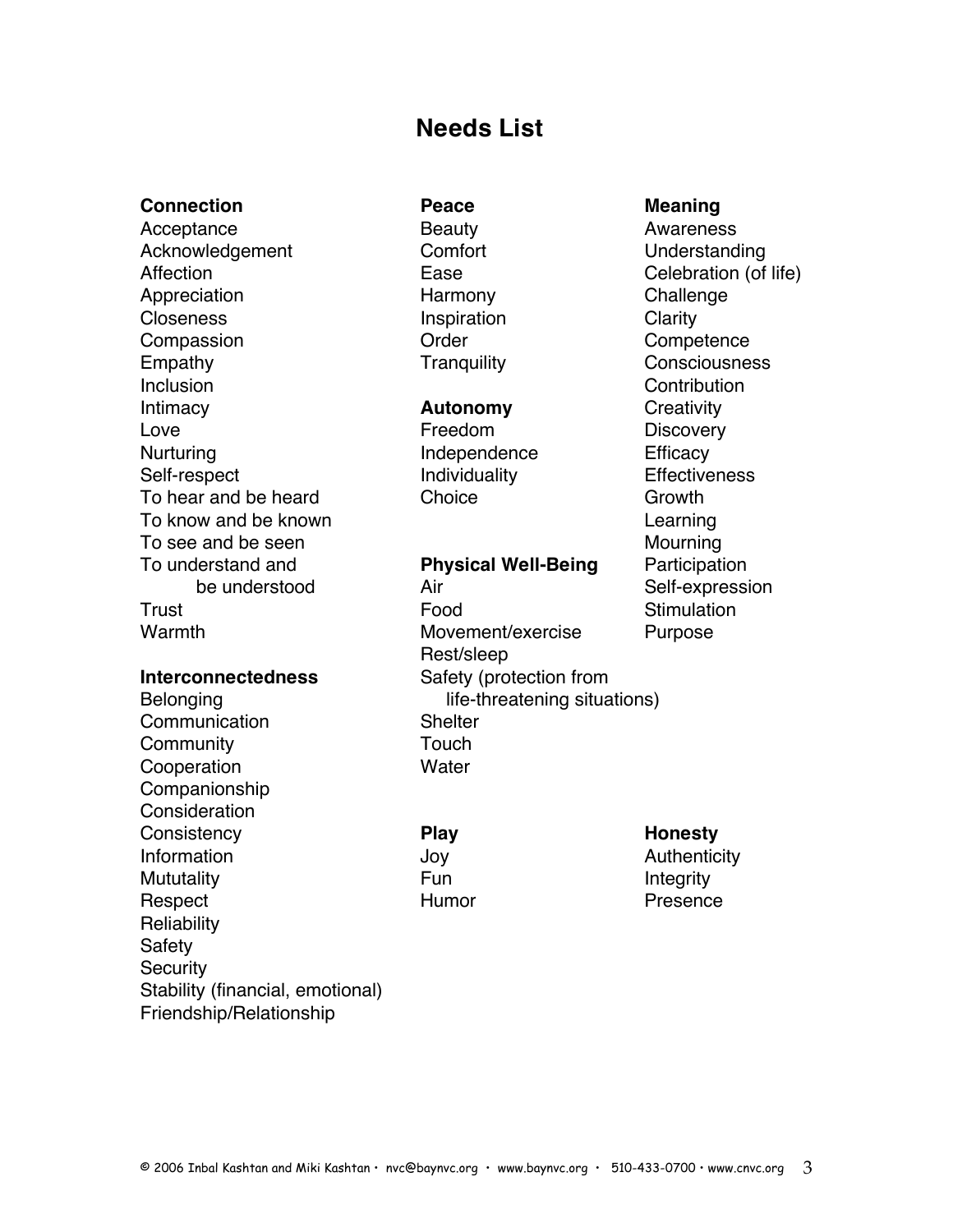# Needs List

### Connection

- Acceptance
- Acknowledgement
- Affection
- Appreciation
- Closeness
- Compassion
- Empathy
- Inclusion
- Intimacy
- Love
- Nurturing
- Self-respect
- To hear and be heard
- To know and be known
- To see and be seen
- To understand and be understood
- Trust
- Warmth

### Interconnectedness

- Belonging
- Communication
- Community
- Cooperation
- Companionship
- Consideration
- Consistency
- Information
- Mututality
- Respect
- Reliability
- Safety
- Security
- Stability (financial, emotional)
- Friendship/Relationship

### Peace

- Beauty
- Comfort
- Ease
- Harmony
- Inspiration
- Order
- Tranquility

### Autonomy

- Freedom
- Independence
- Individuality
- Choice

### Physical Well-Being

- Air
- Food
- Movement/exercise
- Rest/sleep
- Safety (protection from life-threatening situations)
- Shelter
- Touch
- Water

### Play

- Joy
- Fun
- Humor

### Meaning

- Awareness
- Understanding
- Celebration (of life)
- Challenge
- Clarity
- Competence
- Consciousness
- Contribution
- Creativity
- Discovery
- Efficacy
- Effectiveness
- Growth
- Learning
- Mourning
- Participation
- Self-expression
- Stimulation
- Purpose

### Honesty

- Authenticity
- Integrity
- Presence

© 2006 Inbal Kashtan and Miki Kashtan • nvc@baynvc.org • www.baynvc.org • 510-433-0700 • www.cnvc.org